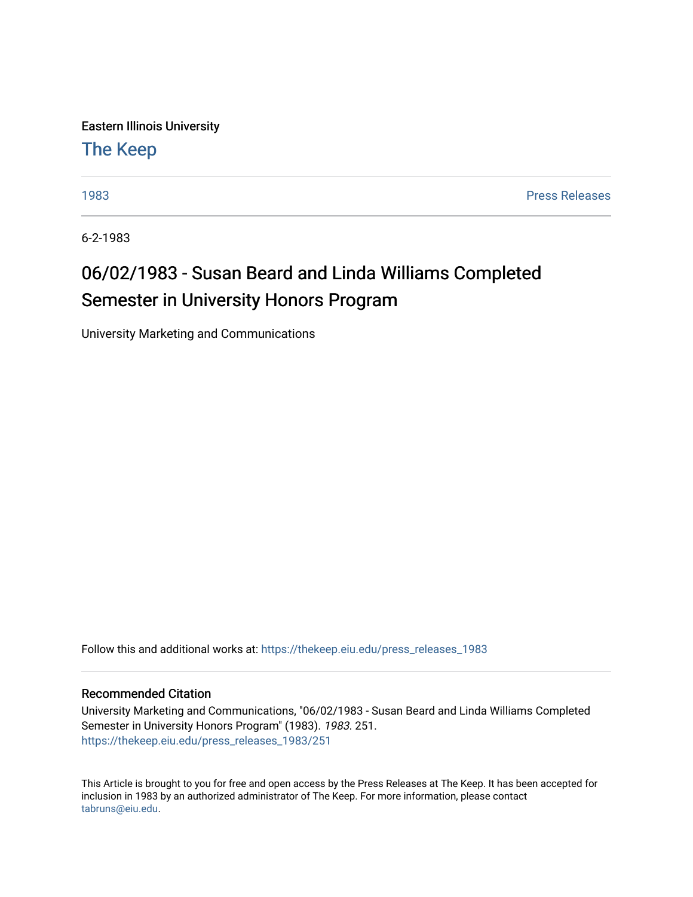Eastern Illinois University

# The Keep

1983 | Press Releases

6-2-1983

# 06/02/1983 - Susan Beard and Linda Williams Completed Semester in University Honors Program

University Marketing and Communications

Follow this and additional works at: https://thekeep.eiu.edu/press_releases_1983

## Recommended Citation

University Marketing and Communications, "06/02/1983 - Susan Beard and Linda Williams Completed Semester in University Honors Program" (1983). *1983*. 251.
https://thekeep.eiu.edu/press_releases_1983/251

This Article is brought to you for free and open access by the Press Releases at The Keep. It has been accepted for inclusion in 1983 by an authorized administrator of The Keep. For more information, please contact tabruns@eiu.edu.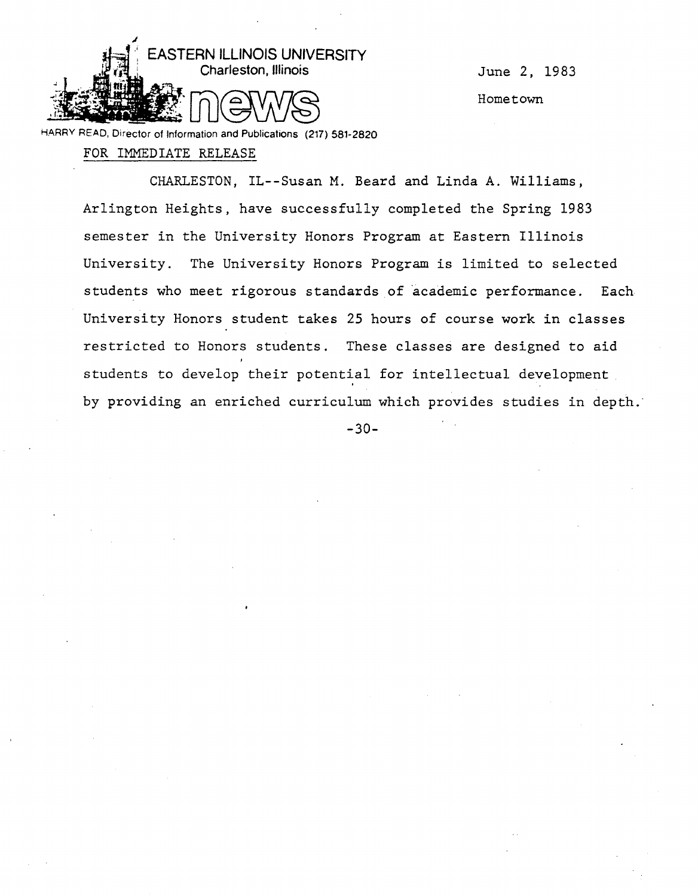EASTERN ILLINOIS UNIVERSITY
Charleston, Illinois

news

HARRY READ, Director of Information and Publications (217) 581-2820

June 2, 1983

Hometown

FOR IMMEDIATE RELEASE

CHARLESTON, IL--Susan M. Beard and Linda A. Williams, Arlington Heights, have successfully completed the Spring 1983 semester in the University Honors Program at Eastern Illinois University. The University Honors Program is limited to selected students who meet rigorous standards of academic performance. Each University Honors student takes 25 hours of course work in classes restricted to Honors students. These classes are designed to aid students to develop their potential for intellectual development by providing an enriched curriculum which provides studies in depth.

-30-